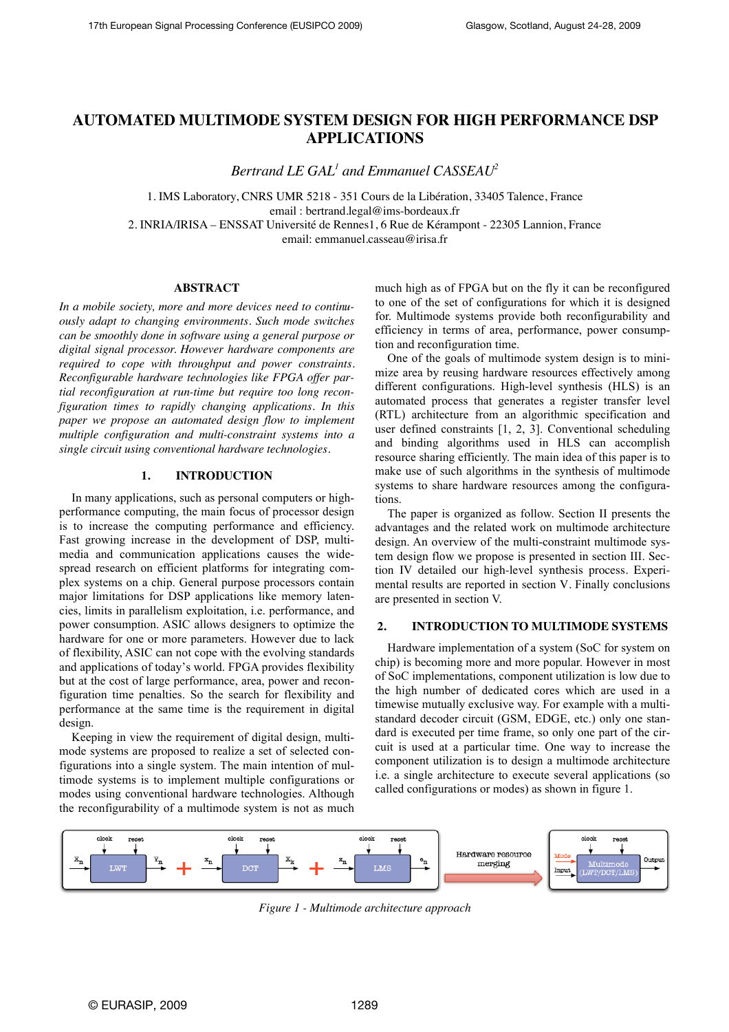# AUTOMATED MULTIMODE SYSTEM DESIGN FOR HIGH PERFORMANCE DSP APPLICATIONS

*Bertrand LE GAL[1] and Emmanuel CASSEAU[2]*

1. IMS Laboratory, CNRS UMR 5218 - 351 Cours de la Libération, 33405 Talence, France
email : bertrand.legal@ims-bordeaux.fr
2. INRIA/IRISA – ENSSAT Université de Rennes1, 6 Rue de Kérampont - 22305 Lannion, France
email: emmanuel.casseau@irisa.fr

## ABSTRACT

*In a mobile society, more and more devices need to continuously adapt to changing environments. Such mode switches can be smoothly done in software using a general purpose or digital signal processor. However hardware components are required to cope with throughput and power constraints. Reconfigurable hardware technologies like FPGA offer partial reconfiguration at run-time but require too long reconfiguration times to rapidly changing applications. In this paper we propose an automated design flow to implement multiple configuration and multi-constraint systems into a single circuit using conventional hardware technologies.*

## 1. INTRODUCTION

In many applications, such as personal computers or high-performance computing, the main focus of processor design is to increase the computing performance and efficiency. Fast growing increase in the development of DSP, multimedia and communication applications causes the widespread research on efficient platforms for integrating complex systems on a chip. General purpose processors contain major limitations for DSP applications like memory latencies, limits in parallelism exploitation, i.e. performance, and power consumption. ASIC allows designers to optimize the hardware for one or more parameters. However due to lack of flexibility, ASIC can not cope with the evolving standards and applications of today's world. FPGA provides flexibility but at the cost of large performance, area, power and reconfiguration time penalties. So the search for flexibility and performance at the same time is the requirement in digital design.

Keeping in view the requirement of digital design, multimode systems are proposed to realize a set of selected configurations into a single system. The main intention of multimode systems is to implement multiple configurations or modes using conventional hardware technologies. Although the reconfigurability of a multimode system is not as much much high as of FPGA but on the fly it can be reconfigured to one of the set of configurations for which it is designed for. Multimode systems provide both reconfigurability and efficiency in terms of area, performance, power consumption and reconfiguration time.

One of the goals of multimode system design is to minimize area by reusing hardware resources effectively among different configurations. High-level synthesis (HLS) is an automated process that generates a register transfer level (RTL) architecture from an algorithmic specification and user defined constraints [1, 2, 3]. Conventional scheduling and binding algorithms used in HLS can accomplish resource sharing efficiently. The main idea of this paper is to make use of such algorithms in the synthesis of multimode systems to share hardware resources among the configurations.

The paper is organized as follow. Section II presents the advantages and the related work on multimode architecture design. An overview of the multi-constraint multimode system design flow we propose is presented in section III. Section IV detailed our high-level synthesis process. Experimental results are reported in section V. Finally conclusions are presented in section V.

## 2. INTRODUCTION TO MULTIMODE SYSTEMS

Hardware implementation of a system (SoC for system on chip) is becoming more and more popular. However in most of SoC implementations, component utilization is low due to the high number of dedicated cores which are used in a timewise mutually exclusive way. For example with a multi-standard decoder circuit (GSM, EDGE, etc.) only one standard is executed per time frame, so only one part of the circuit is used at a particular time. One way to increase the component utilization is to design a multimode architecture i.e. a single architecture to execute several applications (so called configurations or modes) as shown in figure 1.

*Figure 1 - Multimode architecture approach*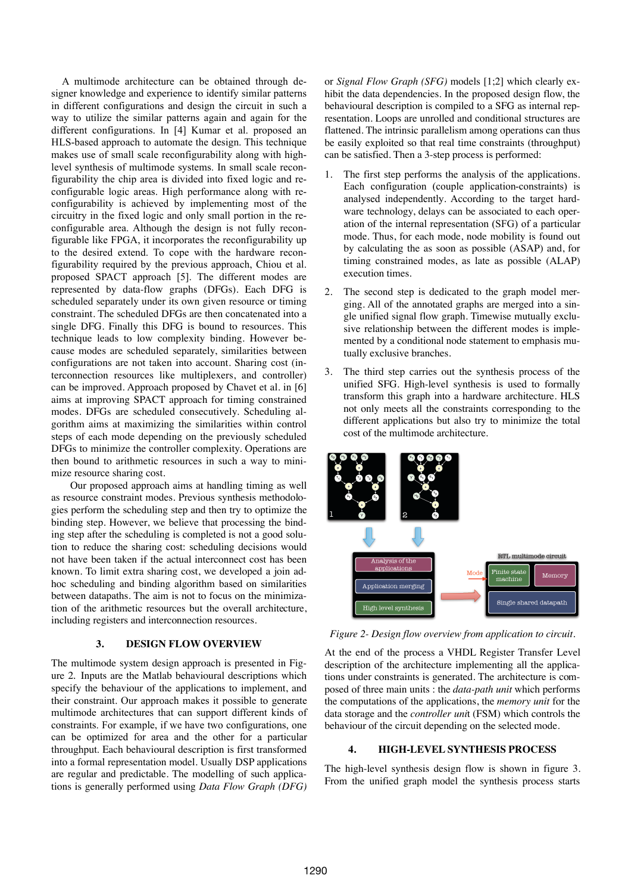A multimode architecture can be obtained through designer knowledge and experience to identify similar patterns in different configurations and design the circuit in such a way to utilize the similar patterns again and again for the different configurations. In [4] Kumar et al. proposed an HLS-based approach to automate the design. This technique makes use of small scale reconfigurability along with high-level synthesis of multimode systems. In small scale reconfigurability the chip area is divided into fixed logic and reconfigurable logic areas. High performance along with reconfigurability is achieved by implementing most of the circuitry in the fixed logic and only small portion in the reconfigurable area. Although the design is not fully reconfigurable like FPGA, it incorporates the reconfigurability up to the desired extend. To cope with the hardware reconfigurability required by the previous approach, Chiou et al. proposed SPACT approach [5]. The different modes are represented by data-flow graphs (DFGs). Each DFG is scheduled separately under its own given resource or timing constraint. The scheduled DFGs are then concatenated into a single DFG. Finally this DFG is bound to resources. This technique leads to low complexity binding. However because modes are scheduled separately, similarities between configurations are not taken into account. Sharing cost (interconnection resources like multiplexers, and controller) can be improved. Approach proposed by Chavet et al. in [6] aims at improving SPACT approach for timing constrained modes. DFGs are scheduled consecutively. Scheduling algorithm aims at maximizing the similarities within control steps of each mode depending on the previously scheduled DFGs to minimize the controller complexity. Operations are then bound to arithmetic resources in such a way to minimize resource sharing cost.

Our proposed approach aims at handling timing as well as resource constraint modes. Previous synthesis methodologies perform the scheduling step and then try to optimize the binding step. However, we believe that processing the binding step after the scheduling is completed is not a good solution to reduce the sharing cost: scheduling decisions would not have been taken if the actual interconnect cost has been known. To limit extra sharing cost, we developed a join ad-hoc scheduling and binding algorithm based on similarities between datapaths. The aim is not to focus on the minimization of the arithmetic resources but the overall architecture, including registers and interconnection resources.

## 3. DESIGN FLOW OVERVIEW

The multimode system design approach is presented in Figure 2. Inputs are the Matlab behavioural descriptions which specify the behaviour of the applications to implement, and their constraint. Our approach makes it possible to generate multimode architectures that can support different kinds of constraints. For example, if we have two configurations, one can be optimized for area and the other for a particular throughput. Each behavioural description is first transformed into a formal representation model. Usually DSP applications are regular and predictable. The modelling of such applications is generally performed using *Data Flow Graph (DFG)* or *Signal Flow Graph (SFG)* models [1;2] which clearly exhibit the data dependencies. In the proposed design flow, the behavioural description is compiled to a SFG as internal representation. Loops are unrolled and conditional structures are flattened. The intrinsic parallelism among operations can thus be easily exploited so that real time constraints (throughput) can be satisfied. Then a 3-step process is performed:

1. The first step performs the analysis of the applications. Each configuration (couple application-constraints) is analysed independently. According to the target hardware technology, delays can be associated to each operation of the internal representation (SFG) of a particular mode. Thus, for each mode, node mobility is found out by calculating the as soon as possible (ASAP) and, for timing constrained modes, as late as possible (ALAP) execution times.

2. The second step is dedicated to the graph model merging. All of the annotated graphs are merged into a single unified signal flow graph. Timewise mutually exclusive relationship between the different modes is implemented by a conditional node statement to emphasis mutually exclusive branches.

3. The third step carries out the synthesis process of the unified SFG. High-level synthesis is used to formally transform this graph into a hardware architecture. HLS not only meets all the constraints corresponding to the different applications but also try to minimize the total cost of the multimode architecture.

*Figure 2- Design flow overview from application to circuit.*

At the end of the process a VHDL Register Transfer Level description of the architecture implementing all the applications under constraints is generated. The architecture is composed of three main units : the *data-path unit* which performs the computations of the applications, the *memory unit* for the data storage and the *controller unit* (FSM) which controls the behaviour of the circuit depending on the selected mode.

## 4. HIGH-LEVEL SYNTHESIS PROCESS

The high-level synthesis design flow is shown in figure 3. From the unified graph model the synthesis process starts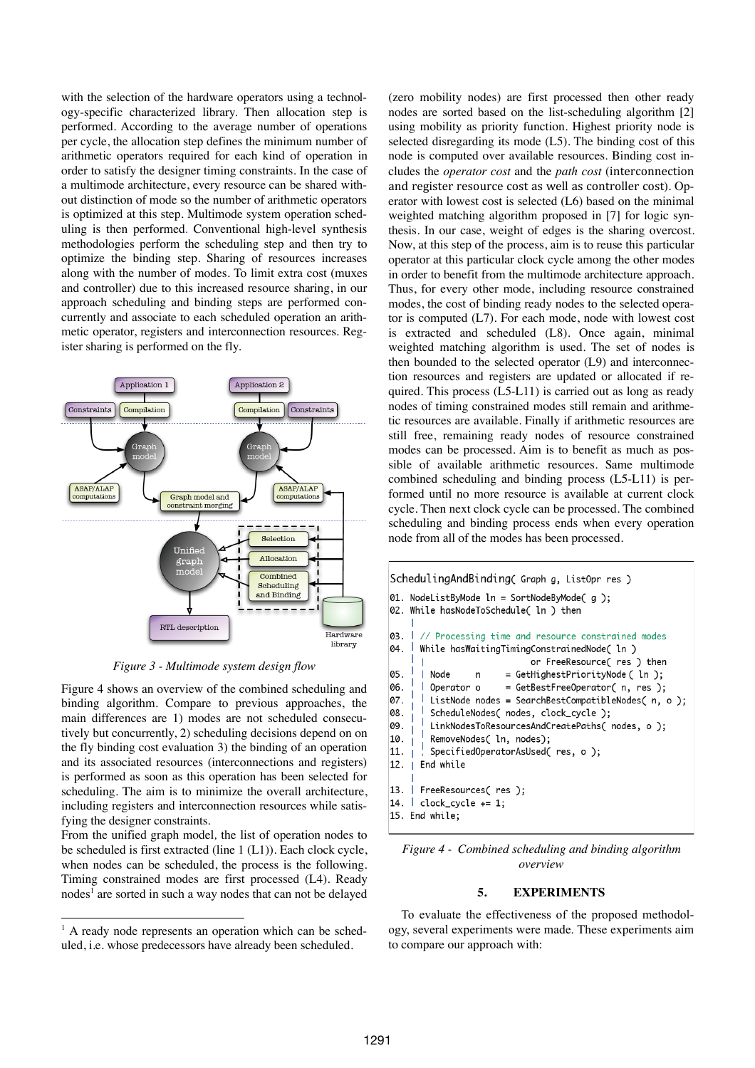with the selection of the hardware operators using a technology-specific characterized library. Then allocation step is performed. According to the average number of operations per cycle, the allocation step defines the minimum number of arithmetic operators required for each kind of operation in order to satisfy the designer timing constraints. In the case of a multimode architecture, every resource can be shared without distinction of mode so the number of arithmetic operators is optimized at this step. Multimode system operation scheduling is then performed. Conventional high-level synthesis methodologies perform the scheduling step and then try to optimize the binding step. Sharing of resources increases along with the number of modes. To limit extra cost (muxes and controller) due to this increased resource sharing, in our approach scheduling and binding steps are performed concurrently and associate to each scheduled operation an arithmetic operator, registers and interconnection resources. Register sharing is performed on the fly.

*Figure 3 - Multimode system design flow*

Figure 4 shows an overview of the combined scheduling and binding algorithm. Compare to previous approaches, the main differences are 1) modes are not scheduled consecutively but concurrently, 2) scheduling decisions depend on on the fly binding cost evaluation 3) the binding of an operation and its associated resources (interconnections and registers) is performed as soon as this operation has been selected for scheduling. The aim is to minimize the overall architecture, including registers and interconnection resources while satisfying the designer constraints.

From the unified graph model, the list of operation nodes to be scheduled is first extracted (line 1 (L1)). Each clock cycle, when nodes can be scheduled, the process is the following. Timing constrained modes are first processed (L4). Ready nodes[1] are sorted in such a way nodes that can not be delayed (zero mobility nodes) are first processed then other ready nodes are sorted based on the list-scheduling algorithm [2] using mobility as priority function. Highest priority node is selected disregarding its mode (L5). The binding cost of this node is computed over available resources. Binding cost includes the *operator cost* and the *path cost* (interconnection and register resource cost as well as controller cost). Operator with lowest cost is selected (L6) based on the minimal weighted matching algorithm proposed in [7] for logic synthesis. In our case, weight of edges is the sharing overcost. Now, at this step of the process, aim is to reuse this particular operator at this particular clock cycle among the other modes in order to benefit from the multimode architecture approach. Thus, for every other mode, including resource constrained modes, the cost of binding ready nodes to the selected operator is computed (L7). For each mode, node with lowest cost is extracted and scheduled (L8). Once again, minimal weighted matching algorithm is used. The set of nodes is then bounded to the selected operator (L9) and interconnection resources and registers are updated or allocated if required. This process (L5-L11) is carried out as long as ready nodes of timing constrained modes still remain and arithmetic resources are available. Finally if arithmetic resources are still free, remaining ready nodes of resource constrained modes can be processed. Aim is to benefit as much as possible of available arithmetic resources. Same multimode combined scheduling and binding process (L5-L11) is performed until no more resource is available at current clock cycle. Then next clock cycle can be processed. The combined scheduling and binding process ends when every operation node from all of the modes has been processed.

```
SchedulingAndBinding( Graph g, ListOpr res )
01. NodeListByMode ln = SortNodeByMode( g );
02. While hasNodeToSchedule( ln ) then
    |
03. | // Processing time and resource constrained modes
04. | While hasWaitingTimingConstrainedNode( ln )
    | |                     or FreeResource( res ) then
05. | | Node     n     = GetHighestPriorityNode ( ln );
06. | | Operator o     = GetBestFreeOperator( n, res );
07. | | ListNode nodes = SearchBestCompatibleNodes( n, o );
08. | | ScheduleNodes( nodes, clock_cycle );
09. | | LinkNodesToResourcesAndCreatePaths( nodes, o );
10. | | RemoveNodes( ln, nodes);
11. | | SpecifiedOperatorAsUsed( res, o );
12. | End while
    |
13. | FreeResources( res );
14. | clock_cycle += 1;
15. End while;
```

*Figure 4 - Combined scheduling and binding algorithm overview*

## 5. EXPERIMENTS

To evaluate the effectiveness of the proposed methodology, several experiments were made. These experiments aim to compare our approach with:

---

[1] A ready node represents an operation which can be scheduled, i.e. whose predecessors have already been scheduled.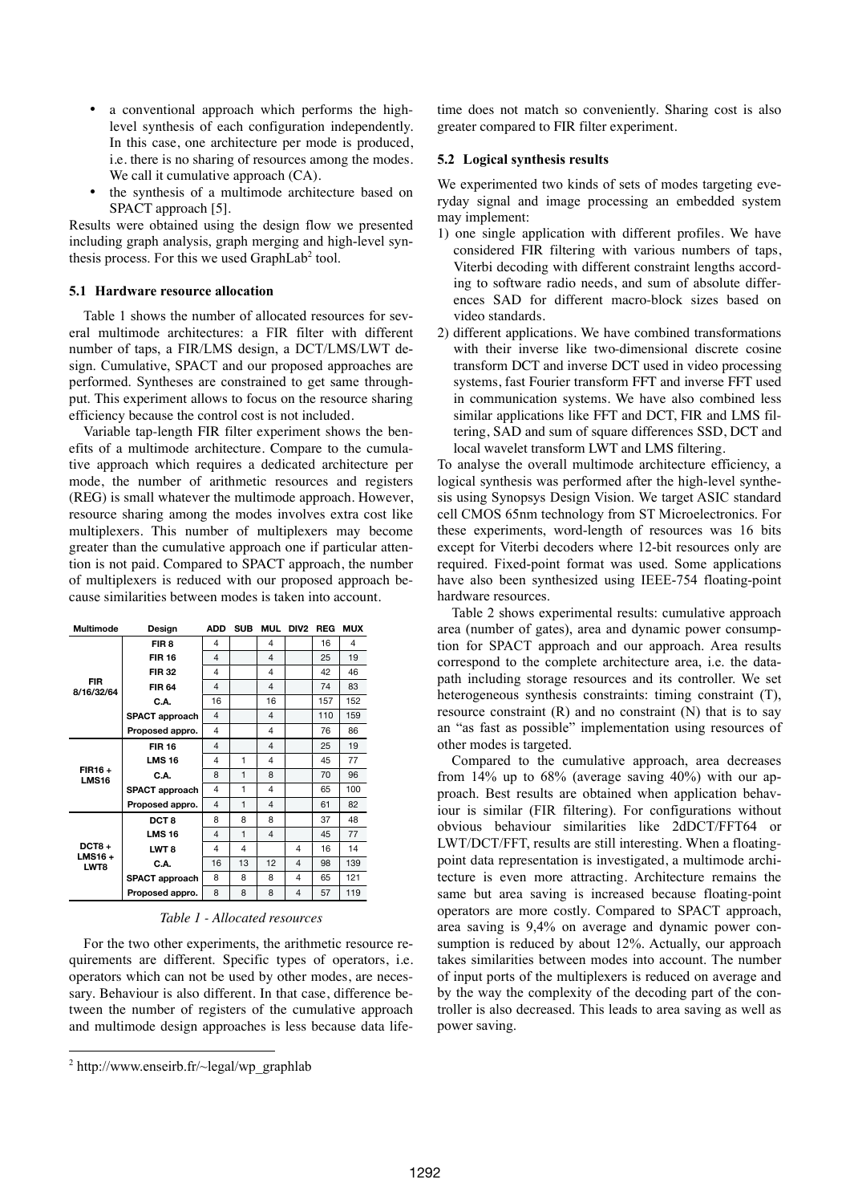- a conventional approach which performs the high-level synthesis of each configuration independently. In this case, one architecture per mode is produced, i.e. there is no sharing of resources among the modes. We call it cumulative approach (CA).
- the synthesis of a multimode architecture based on SPACT approach [5].

Results were obtained using the design flow we presented including graph analysis, graph merging and high-level synthesis process. For this we used GraphLab[2] tool.

### 5.1 Hardware resource allocation

Table 1 shows the number of allocated resources for several multimode architectures: a FIR filter with different number of taps, a FIR/LMS design, a DCT/LMS/LWT design. Cumulative, SPACT and our proposed approaches are performed. Syntheses are constrained to get same throughput. This experiment allows to focus on the resource sharing efficiency because the control cost is not included.

Variable tap-length FIR filter experiment shows the benefits of a multimode architecture. Compare to the cumulative approach which requires a dedicated architecture per mode, the number of arithmetic resources and registers (REG) is small whatever the multimode approach. However, resource sharing among the modes involves extra cost like multiplexers. This number of multiplexers may become greater than the cumulative approach one if particular attention is not paid. Compared to SPACT approach, the number of multiplexers is reduced with our proposed approach because similarities between modes is taken into account.

| Multimode | Design | ADD | SUB | MUL | DIV2 | REG | MUX |
|---|---|---|---|---|---|---|---|
| FIR 8/16/32/64 | FIR 8 | 4 | | 4 | | 16 | 4 |
| | FIR 16 | 4 | | 4 | | 25 | 19 |
| | FIR 32 | 4 | | 4 | | 42 | 46 |
| | FIR 64 | 4 | | 4 | | 74 | 83 |
| | C.A. | 16 | | 16 | | 157 | 152 |
| | SPACT approach | 4 | | 4 | | 110 | 159 |
| | Proposed appro. | 4 | | 4 | | 76 | 86 |
| FIR16 + LMS16 | FIR 16 | 4 | | 4 | | 25 | 19 |
| | LMS 16 | 4 | 1 | 4 | | 45 | 77 |
| | C.A. | 8 | 1 | 8 | | 70 | 96 |
| | SPACT approach | 4 | 1 | 4 | | 65 | 100 |
| | Proposed appro. | 4 | 1 | 4 | | 61 | 82 |
| DCT8 + LMS16 + LWT8 | DCT 8 | 8 | 8 | 8 | | 37 | 48 |
| | LMS 16 | 4 | 1 | 4 | | 45 | 77 |
| | LWT 8 | 4 | 4 | | 4 | 16 | 14 |
| | C.A. | 16 | 13 | 12 | 4 | 98 | 139 |
| | SPACT approach | 8 | 8 | 8 | 4 | 65 | 121 |
| | Proposed appro. | 8 | 8 | 8 | 4 | 57 | 119 |

*Table 1 - Allocated resources*

For the two other experiments, the arithmetic resource requirements are different. Specific types of operators, i.e. operators which can not be used by other modes, are necessary. Behaviour is also different. In that case, difference between the number of registers of the cumulative approach and multimode design approaches is less because data lifetime does not match so conveniently. Sharing cost is also greater compared to FIR filter experiment.

### 5.2 Logical synthesis results

We experimented two kinds of sets of modes targeting everyday signal and image processing an embedded system may implement:

1) one single application with different profiles. We have considered FIR filtering with various numbers of taps, Viterbi decoding with different constraint lengths according to software radio needs, and sum of absolute differences SAD for different macro-block sizes based on video standards.
2) different applications. We have combined transformations with their inverse like two-dimensional discrete cosine transform DCT and inverse DCT used in video processing systems, fast Fourier transform FFT and inverse FFT used in communication systems. We have also combined less similar applications like FFT and DCT, FIR and LMS filtering, SAD and sum of square differences SSD, DCT and local wavelet transform LWT and LMS filtering.

To analyse the overall multimode architecture efficiency, a logical synthesis was performed after the high-level synthesis using Synopsys Design Vision. We target ASIC standard cell CMOS 65nm technology from ST Microelectronics. For these experiments, word-length of resources was 16 bits except for Viterbi decoders where 12-bit resources only are required. Fixed-point format was used. Some applications have also been synthesized using IEEE-754 floating-point hardware resources.

Table 2 shows experimental results: cumulative approach area (number of gates), area and dynamic power consumption for SPACT approach and our approach. Area results correspond to the complete architecture area, i.e. the datapath including storage resources and its controller. We set heterogeneous synthesis constraints: timing constraint (T), resource constraint (R) and no constraint (N) that is to say an "as fast as possible" implementation using resources of other modes is targeted.

Compared to the cumulative approach, area decreases from 14% up to 68% (average saving 40%) with our approach. Best results are obtained when application behaviour is similar (FIR filtering). For configurations without obvious behaviour similarities like 2dDCT/FFT64 or LWT/DCT/FFT, results are still interesting. When a floating-point data representation is investigated, a multimode architecture is even more attracting. Architecture remains the same but area saving is increased because floating-point operators are more costly. Compared to SPACT approach, area saving is 9,4% on average and dynamic power consumption is reduced by about 12%. Actually, our approach takes similarities between modes into account. The number of input ports of the multiplexers is reduced on average and by the way the complexity of the decoding part of the controller is also decreased. This leads to area saving as well as power saving.

[2] http://www.enseirb.fr/~legal/wp_graphlab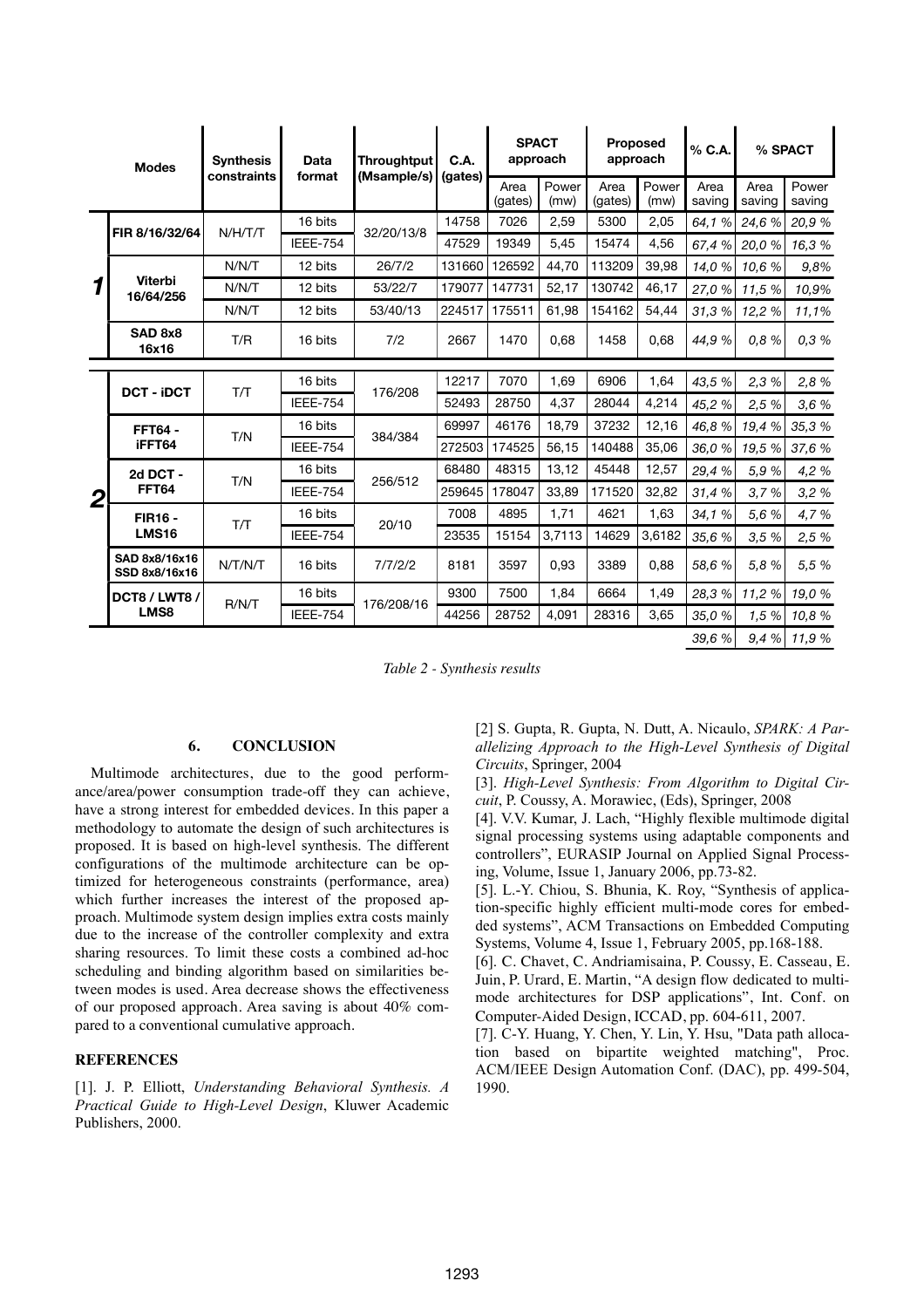| | Modes | Synthesis constraints | Data format | Throughtput (Msample/s) | C.A. (gates) | SPACT approach | | Proposed approach | | % C.A. | % SPACT | |
|---|---|---|---|---|---|---|---|---|---|---|---|---|
| | | | | | | Area (gates) | Power (mw) | Area (gates) | Power (mw) | Area saving | Area saving | Power saving |
| 1 | FIR 8/16/32/64 | N/H/T/T | 16 bits | 32/20/13/8 | 14758 | 7026 | 2,59 | 5300 | 2,05 | 64,1 % | 24,6 % | 20,9 % |
| | | | IEEE-754 | | 47529 | 19349 | 5,45 | 15474 | 4,56 | 67,4 % | 20,0 % | 16,3 % |
| | Viterbi 16/64/256 | N/N/T | 12 bits | 26/7/2 | 131660 | 126592 | 44,70 | 113209 | 39,98 | 14,0 % | 10,6 % | 9,8% |
| | | N/N/T | 12 bits | 53/22/7 | 179077 | 147731 | 52,17 | 130742 | 46,17 | 27,0 % | 11,5 % | 10,9% |
| | | N/N/T | 12 bits | 53/40/13 | 224517 | 175511 | 61,98 | 154162 | 54,44 | 31,3 % | 12,2 % | 11,1% |
| | SAD 8x8 16x16 | T/R | 16 bits | 7/2 | 2667 | 1470 | 0,68 | 1458 | 0,68 | 44,9 % | 0,8 % | 0,3 % |
| 2 | DCT - iDCT | T/T | 16 bits | 176/208 | 12217 | 7070 | 1,69 | 6906 | 1,64 | 43,5 % | 2,3 % | 2,8 % |
| | | | IEEE-754 | | 52493 | 28750 | 4,37 | 28044 | 4,214 | 45,2 % | 2,5 % | 3,6 % |
| | FFT64 - iFFT64 | T/N | 16 bits | 384/384 | 69997 | 46176 | 18,79 | 37232 | 12,16 | 46,8 % | 19,4 % | 35,3 % |
| | | | IEEE-754 | | 272503 | 174525 | 56,15 | 140488 | 35,06 | 36,0 % | 19,5 % | 37,6 % |
| | 2d DCT - FFT64 | T/N | 16 bits | 256/512 | 68480 | 48315 | 13,12 | 45448 | 12,57 | 29,4 % | 5,9 % | 4,2 % |
| | | | IEEE-754 | | 259645 | 178047 | 33,89 | 171520 | 32,82 | 31,4 % | 3,7 % | 3,2 % |
| | FIR16 - LMS16 | T/T | 16 bits | 20/10 | 7008 | 4895 | 1,71 | 4621 | 1,63 | 34,1 % | 5,6 % | 4,7 % |
| | | | IEEE-754 | | 23535 | 15154 | 3,7113 | 14629 | 3,6182 | 35,6 % | 3,5 % | 2,5 % |
| | SAD 8x8/16x16 SSD 8x8/16x16 | N/T/N/T | 16 bits | 7/7/2/2 | 8181 | 3597 | 0,93 | 3389 | 0,88 | 58,6 % | 5,8 % | 5,5 % |
| | DCT8 / LWT8 / LMS8 | R/N/T | 16 bits | 176/208/16 | 9300 | 7500 | 1,84 | 6664 | 1,49 | 28,3 % | 11,2 % | 19,0 % |
| | | | IEEE-754 | | 44256 | 28752 | 4,091 | 28316 | 3,65 | 35,0 % | 1,5 % | 10,8 % |
| | | | | | | | | | | 39,6 % | 9,4 % | 11,9 % |

*Table 2 - Synthesis results*

## 6. CONCLUSION

Multimode architectures, due to the good performance/area/power consumption trade-off they can achieve, have a strong interest for embedded devices. In this paper a methodology to automate the design of such architectures is proposed. It is based on high-level synthesis. The different configurations of the multimode architecture can be optimized for heterogeneous constraints (performance, area) which further increases the interest of the proposed approach. Multimode system design implies extra costs mainly due to the increase of the controller complexity and extra sharing resources. To limit these costs a combined ad-hoc scheduling and binding algorithm based on similarities between modes is used. Area decrease shows the effectiveness of our proposed approach. Area saving is about 40% compared to a conventional cumulative approach.

## REFERENCES

[1]. J. P. Elliott, *Understanding Behavioral Synthesis. A Practical Guide to High-Level Design*, Kluwer Academic Publishers, 2000.

[2] S. Gupta, R. Gupta, N. Dutt, A. Nicaulo, *SPARK: A Parallelizing Approach to the High-Level Synthesis of Digital Circuits*, Springer, 2004

[3]. *High-Level Synthesis: From Algorithm to Digital Circuit*, P. Coussy, A. Morawiec, (Eds), Springer, 2008

[4]. V.V. Kumar, J. Lach, "Highly flexible multimode digital signal processing systems using adaptable components and controllers", EURASIP Journal on Applied Signal Processing, Volume, Issue 1, January 2006, pp.73-82.

[5]. L.-Y. Chiou, S. Bhunia, K. Roy, "Synthesis of application-specific highly efficient multi-mode cores for embedded systems", ACM Transactions on Embedded Computing Systems, Volume 4, Issue 1, February 2005, pp.168-188.

[6]. C. Chavet, C. Andriamisaina, P. Coussy, E. Casseau, E. Juin, P. Urard, E. Martin, "A design flow dedicated to multimode architectures for DSP applications", Int. Conf. on Computer-Aided Design, ICCAD, pp. 604-611, 2007.

[7]. C-Y. Huang, Y. Chen, Y. Lin, Y. Hsu, "Data path allocation based on bipartite weighted matching", Proc. ACM/IEEE Design Automation Conf. (DAC), pp. 499-504, 1990.